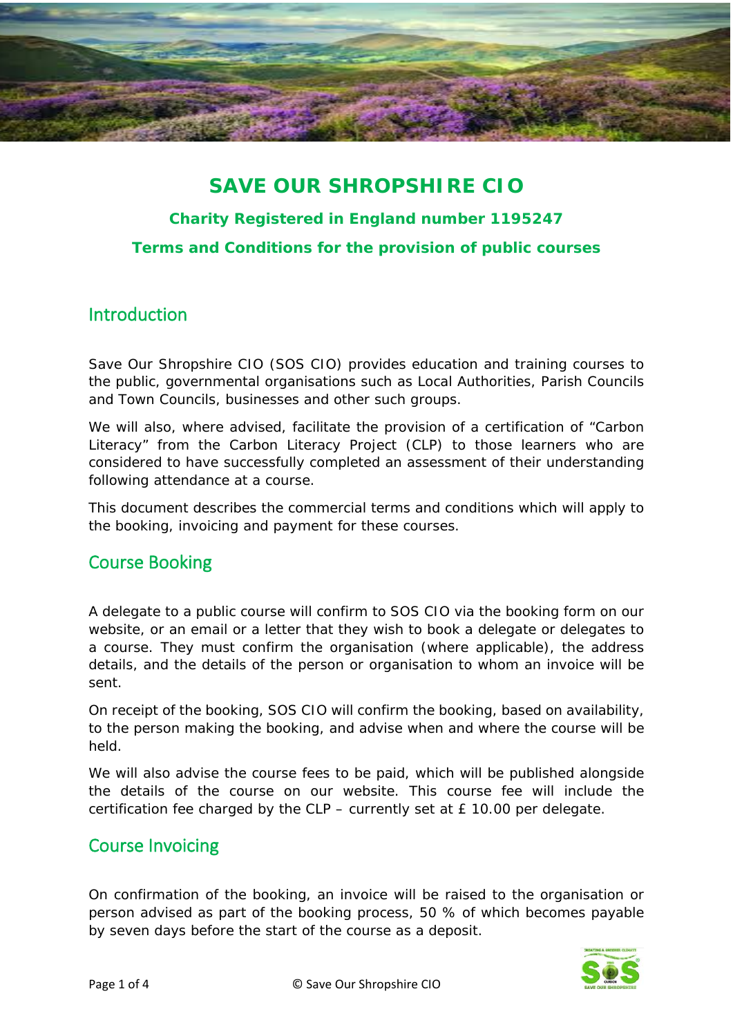# SAVE OUR SHROPSHIRE CIO

**Charity Registered in England number 1195247**

**Terms and Conditions for the provision of public courses**

## Introduction

Save Our Shropshire CIO (SOS CIO) provides education and training courses to the public, governmental organisations such as Local Authorities, Parish Councils and Town Councils, businesses and other such groups.

We will also, where advised, facilitate the provision of a certification of "Carbon Literacy" from the Carbon Literacy Project (CLP) to those learners who are considered to have successfully completed an assessment of their understanding following attendance at a course.

This document describes the commercial terms and conditions which will apply to the booking, invoicing and payment for these courses.

## Course Booking

A delegate to a public course will confirm to SOS CIO via the booking form on our website, or an email or a letter that they wish to book a delegate or delegates to a course. They must confirm the organisation (where applicable), the address details, and the details of the person or organisation to whom an invoice will be sent.

On receipt of the booking, SOS CIO will confirm the booking, based on availability, to the person making the booking, and advise when and where the course will be held.

We will also advise the course fees to be paid, which will be published alongside the details of the course on our website. This course fee will include the certification fee charged by the CLP – currently set at £ 10.00 per delegate.

## Course Invoicing

On confirmation of the booking, an invoice will be raised to the organisation or person advised as part of the booking process, 50 % of which becomes payable by seven days before the start of the course as a deposit.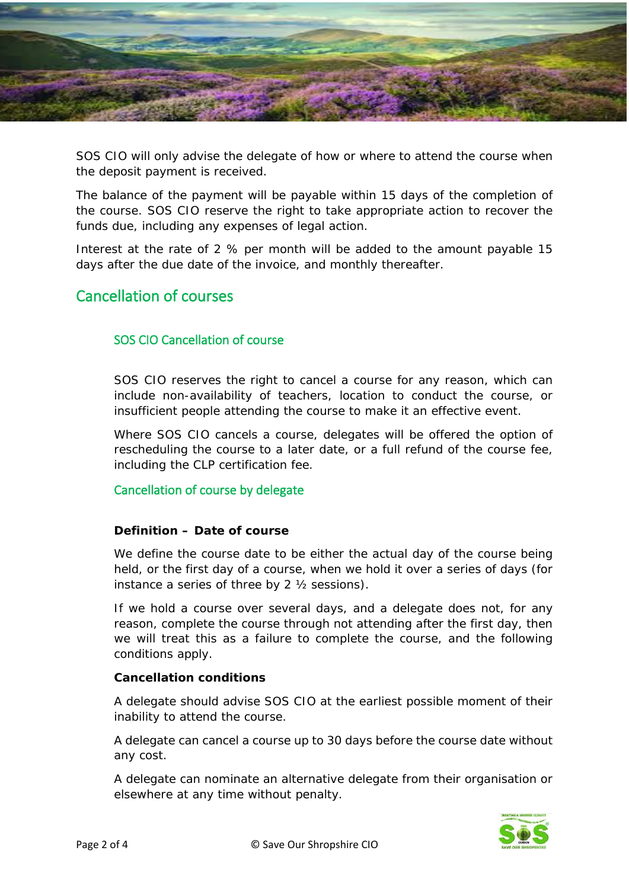SOS CIO will only advise the delegate of how or where to attend the course when the deposit payment is received.

The balance of the payment will be payable within 15 days of the completion of the course. SOS CIO reserve the right to take appropriate action to recover the funds due, including any expenses of legal action.

Interest at the rate of 2 % per month will be added to the amount payable 15 days after the due date of the invoice, and monthly thereafter.

## Cancellation of courses

### SOS CIO Cancellation of course

SOS CIO reserves the right to cancel a course for any reason, which can include non-availability of teachers, location to conduct the course, or insufficient people attending the course to make it an effective event.

Where SOS CIO cancels a course, delegates will be offered the option of rescheduling the course to a later date, or a full refund of the course fee, including the CLP certification fee.

### Cancellation of course by delegate

**Definition – Date of course**

We define the course date to be either the actual day of the course being held, or the first day of a course, when we hold it over a series of days (for instance a series of three by 2 ½ sessions).

If we hold a course over several days, and a delegate does not, for any reason, complete the course through not attending after the first day, then we will treat this as a failure to complete the course, and the following conditions apply.

**Cancellation conditions**

A delegate should advise SOS CIO at the earliest possible moment of their inability to attend the course.

A delegate can cancel a course up to 30 days before the course date without any cost.

A delegate can nominate an alternative delegate from their organisation or elsewhere at any time without penalty.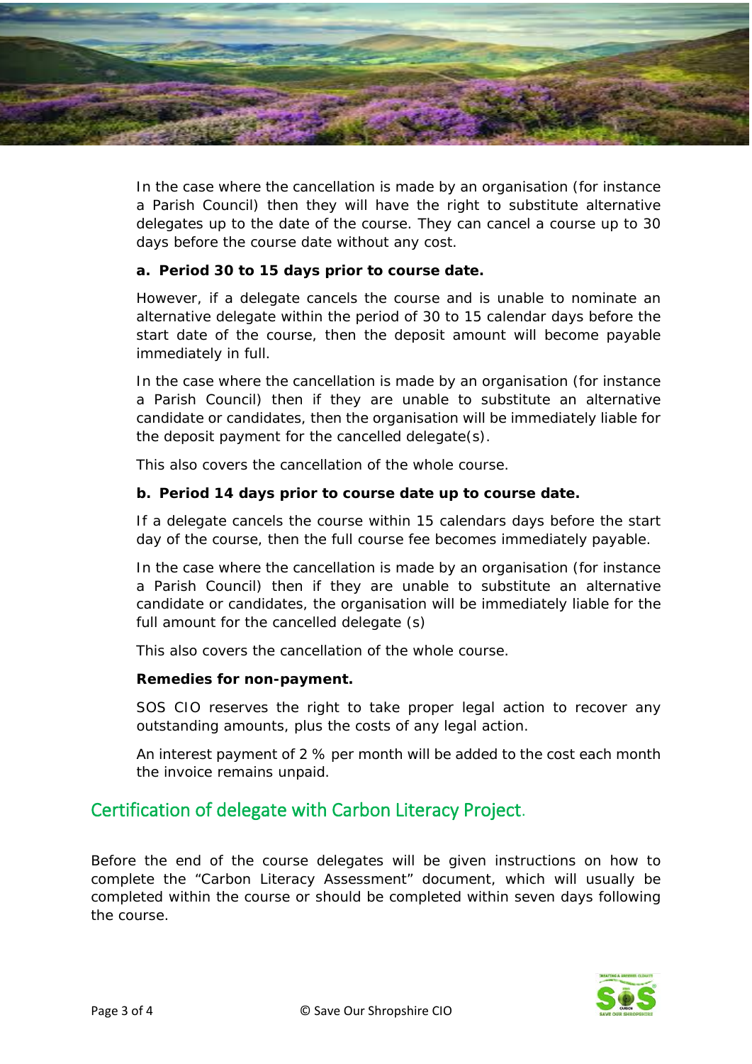In the case where the cancellation is made by an organisation (for instance a Parish Council) then they will have the right to substitute alternative delegates up to the date of the course. They can cancel a course up to 30 days before the course date without any cost.

**a. Period 30 to 15 days prior to course date.**

However, if a delegate cancels the course and is unable to nominate an alternative delegate within the period of 30 to 15 calendar days before the start date of the course, then the deposit amount will become payable immediately in full.

In the case where the cancellation is made by an organisation (for instance a Parish Council) then if they are unable to substitute an alternative candidate or candidates, then the organisation will be immediately liable for the deposit payment for the cancelled delegate(s).

This also covers the cancellation of the whole course.

**b. Period 14 days prior to course date up to course date.**

If a delegate cancels the course within 15 calendars days before the start day of the course, then the full course fee becomes immediately payable.

In the case where the cancellation is made by an organisation (for instance a Parish Council) then if they are unable to substitute an alternative candidate or candidates, the organisation will be immediately liable for the full amount for the cancelled delegate (s)

This also covers the cancellation of the whole course.

**Remedies for non-payment.**

SOS CIO reserves the right to take proper legal action to recover any outstanding amounts, plus the costs of any legal action.

An interest payment of 2 % per month will be added to the cost each month the invoice remains unpaid.

## Certification of delegate with Carbon Literacy Project.

Before the end of the course delegates will be given instructions on how to complete the "Carbon Literacy Assessment" document, which will usually be completed within the course or should be completed within seven days following the course.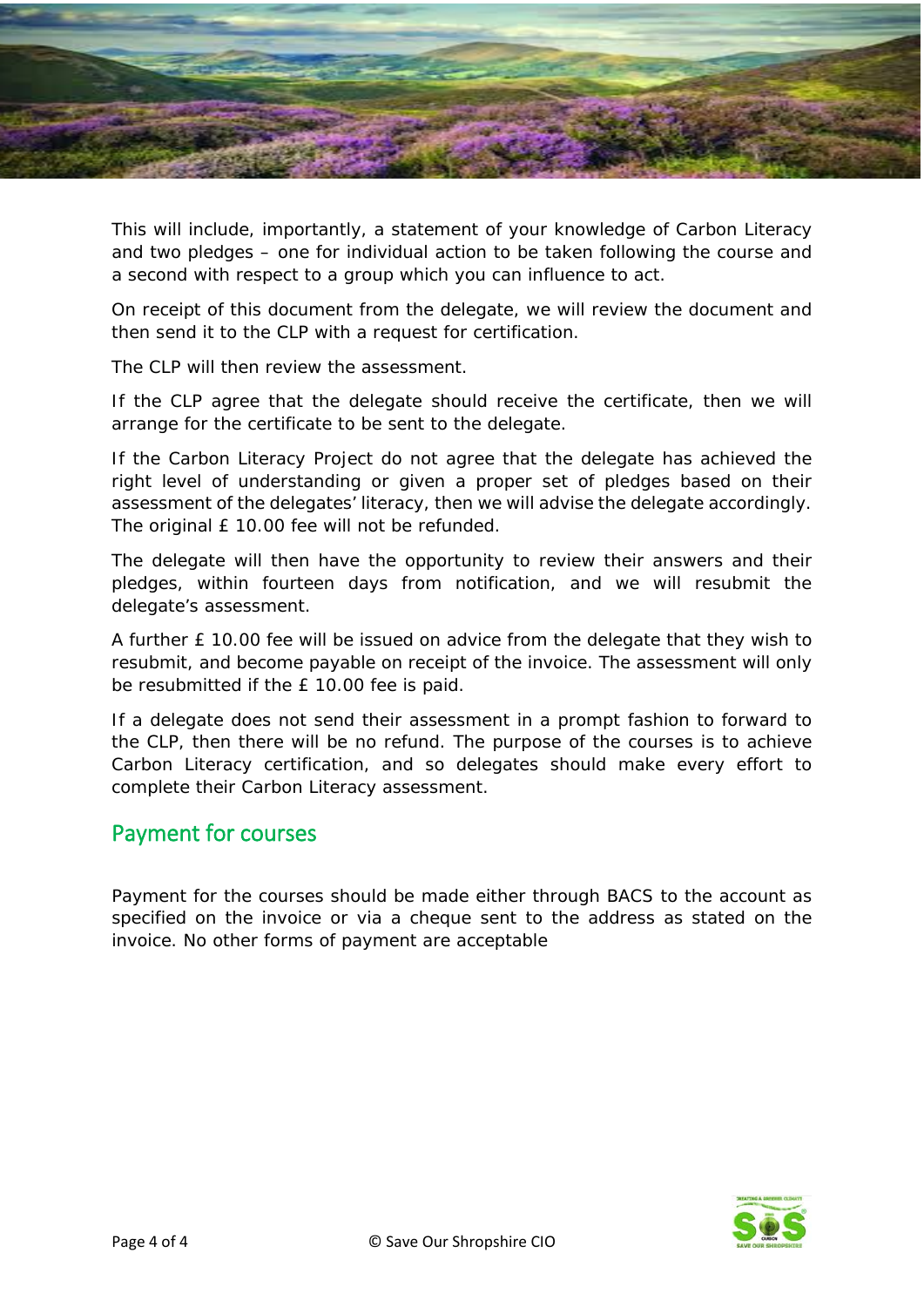This will include, importantly, a statement of your knowledge of Carbon Literacy and two pledges – one for individual action to be taken following the course and a second with respect to a group which you can influence to act.

On receipt of this document from the delegate, we will review the document and then send it to the CLP with a request for certification.

The CLP will then review the assessment.

If the CLP agree that the delegate should receive the certificate, then we will arrange for the certificate to be sent to the delegate.

If the Carbon Literacy Project do not agree that the delegate has achieved the right level of understanding or given a proper set of pledges based on their assessment of the delegates' literacy, then we will advise the delegate accordingly. The original £ 10.00 fee will not be refunded.

The delegate will then have the opportunity to review their answers and their pledges, within fourteen days from notification, and we will resubmit the delegate's assessment.

A further £ 10.00 fee will be issued on advice from the delegate that they wish to resubmit, and become payable on receipt of the invoice. The assessment will only be resubmitted if the £ 10.00 fee is paid.

If a delegate does not send their assessment in a prompt fashion to forward to the CLP, then there will be no refund. The purpose of the courses is to achieve Carbon Literacy certification, and so delegates should make every effort to complete their Carbon Literacy assessment.

## Payment for courses

Payment for the courses should be made either through BACS to the account as specified on the invoice or via a cheque sent to the address as stated on the invoice. No other forms of payment are acceptable